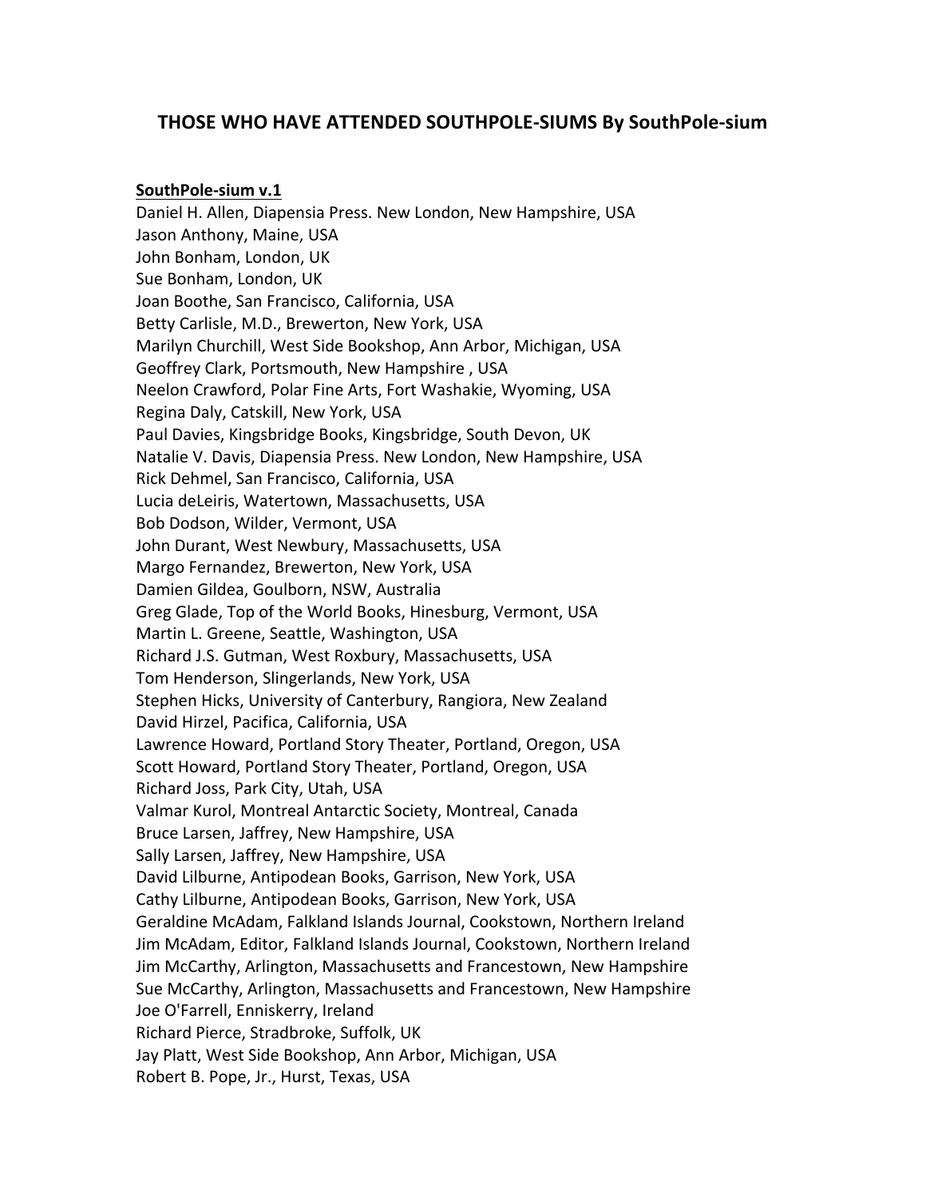# THOSE WHO HAVE ATTENDED SOUTHPOLE-SIUMS By SouthPole-sium

**SouthPole-sium v.1**

Daniel H. Allen, Diapensia Press. New London, New Hampshire, USA
Jason Anthony, Maine, USA
John Bonham, London, UK
Sue Bonham, London, UK
Joan Boothe, San Francisco, California, USA
Betty Carlisle, M.D., Brewerton, New York, USA
Marilyn Churchill, West Side Bookshop, Ann Arbor, Michigan, USA
Geoffrey Clark, Portsmouth, New Hampshire , USA
Neelon Crawford, Polar Fine Arts, Fort Washakie, Wyoming, USA
Regina Daly, Catskill, New York, USA
Paul Davies, Kingsbridge Books, Kingsbridge, South Devon, UK
Natalie V. Davis, Diapensia Press. New London, New Hampshire, USA
Rick Dehmel, San Francisco, California, USA
Lucia deLeiris, Watertown, Massachusetts, USA
Bob Dodson, Wilder, Vermont, USA
John Durant, West Newbury, Massachusetts, USA
Margo Fernandez, Brewerton, New York, USA
Damien Gildea, Goulborn, NSW, Australia
Greg Glade, Top of the World Books, Hinesburg, Vermont, USA
Martin L. Greene, Seattle, Washington, USA
Richard J.S. Gutman, West Roxbury, Massachusetts, USA
Tom Henderson, Slingerlands, New York, USA
Stephen Hicks, University of Canterbury, Rangiora, New Zealand
David Hirzel, Pacifica, California, USA
Lawrence Howard, Portland Story Theater, Portland, Oregon, USA
Scott Howard, Portland Story Theater, Portland, Oregon, USA
Richard Joss, Park City, Utah, USA
Valmar Kurol, Montreal Antarctic Society, Montreal, Canada
Bruce Larsen, Jaffrey, New Hampshire, USA
Sally Larsen, Jaffrey, New Hampshire, USA
David Lilburne, Antipodean Books, Garrison, New York, USA
Cathy Lilburne, Antipodean Books, Garrison, New York, USA
Geraldine McAdam, Falkland Islands Journal, Cookstown, Northern Ireland
Jim McAdam, Editor, Falkland Islands Journal, Cookstown, Northern Ireland
Jim McCarthy, Arlington, Massachusetts and Francestown, New Hampshire
Sue McCarthy, Arlington, Massachusetts and Francestown, New Hampshire
Joe O'Farrell, Enniskerry, Ireland
Richard Pierce, Stradbroke, Suffolk, UK
Jay Platt, West Side Bookshop, Ann Arbor, Michigan, USA
Robert B. Pope, Jr., Hurst, Texas, USA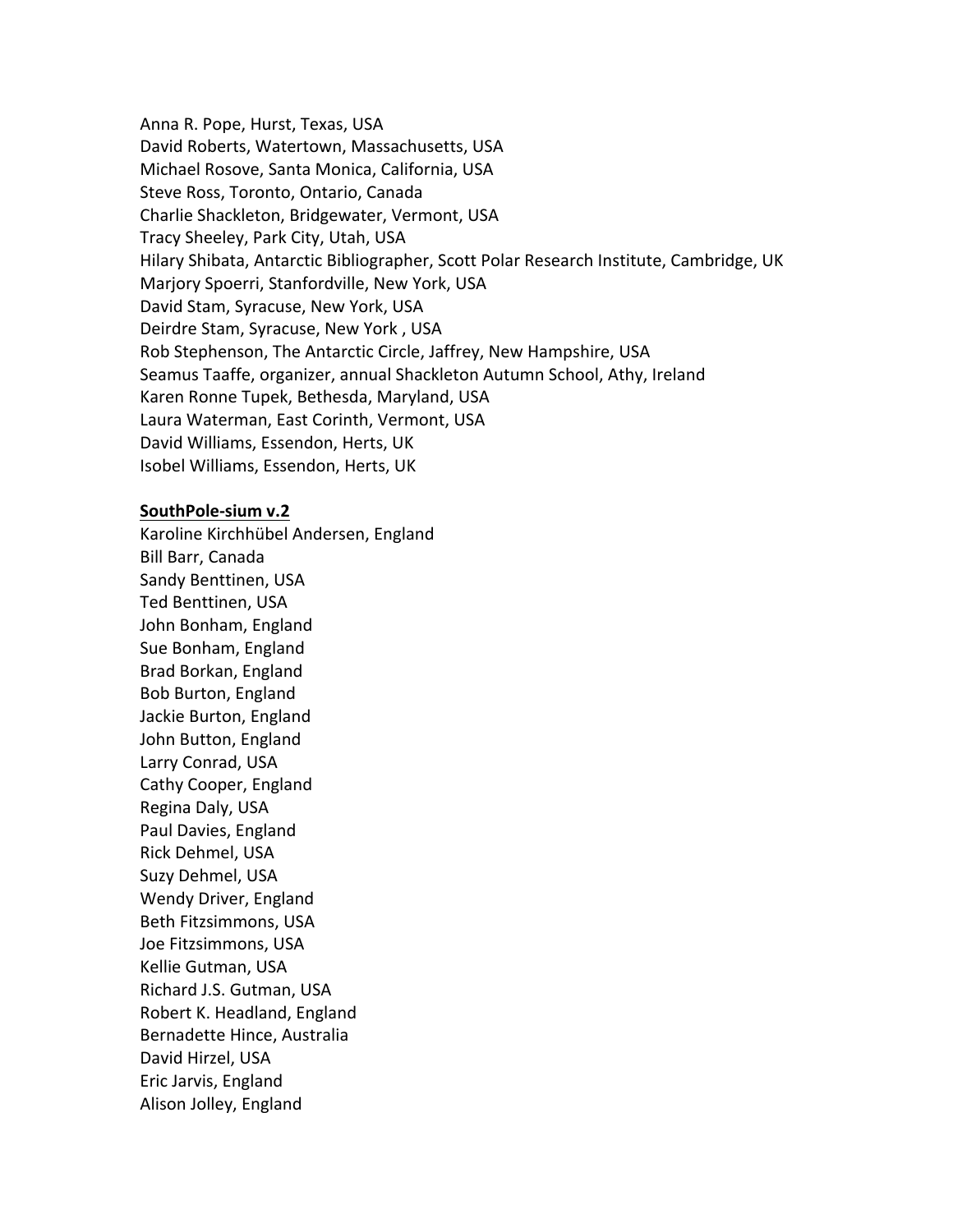Anna R. Pope, Hurst, Texas, USA
David Roberts, Watertown, Massachusetts, USA
Michael Rosove, Santa Monica, California, USA
Steve Ross, Toronto, Ontario, Canada
Charlie Shackleton, Bridgewater, Vermont, USA
Tracy Sheeley, Park City, Utah, USA
Hilary Shibata, Antarctic Bibliographer, Scott Polar Research Institute, Cambridge, UK
Marjory Spoerri, Stanfordville, New York, USA
David Stam, Syracuse, New York, USA
Deirdre Stam, Syracuse, New York , USA
Rob Stephenson, The Antarctic Circle, Jaffrey, New Hampshire, USA
Seamus Taaffe, organizer, annual Shackleton Autumn School, Athy, Ireland
Karen Ronne Tupek, Bethesda, Maryland, USA
Laura Waterman, East Corinth, Vermont, USA
David Williams, Essendon, Herts, UK
Isobel Williams, Essendon, Herts, UK

**SouthPole-sium v.2**

Karoline Kirchhübel Andersen, England
Bill Barr, Canada
Sandy Benttinen, USA
Ted Benttinen, USA
John Bonham, England
Sue Bonham, England
Brad Borkan, England
Bob Burton, England
Jackie Burton, England
John Button, England
Larry Conrad, USA
Cathy Cooper, England
Regina Daly, USA
Paul Davies, England
Rick Dehmel, USA
Suzy Dehmel, USA
Wendy Driver, England
Beth Fitzsimmons, USA
Joe Fitzsimmons, USA
Kellie Gutman, USA
Richard J.S. Gutman, USA
Robert K. Headland, England
Bernadette Hince, Australia
David Hirzel, USA
Eric Jarvis, England
Alison Jolley, England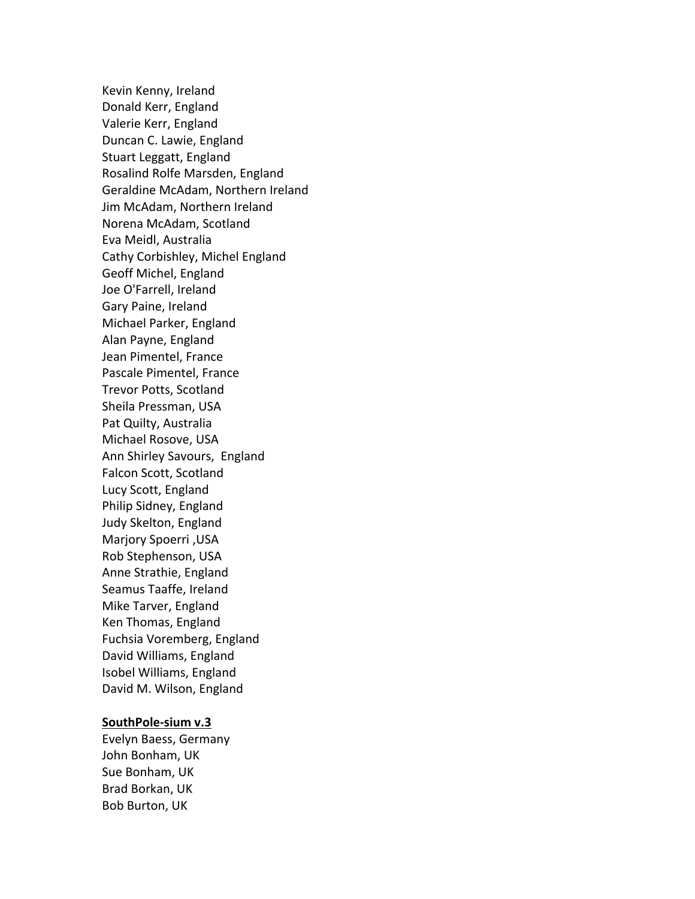Kevin Kenny, Ireland
Donald Kerr, England
Valerie Kerr, England
Duncan C. Lawie, England
Stuart Leggatt, England
Rosalind Rolfe Marsden, England
Geraldine McAdam, Northern Ireland
Jim McAdam, Northern Ireland
Norena McAdam, Scotland
Eva Meidl, Australia
Cathy Corbishley, Michel England
Geoff Michel, England
Joe O'Farrell, Ireland
Gary Paine, Ireland
Michael Parker, England
Alan Payne, England
Jean Pimentel, France
Pascale Pimentel, France
Trevor Potts, Scotland
Sheila Pressman, USA
Pat Quilty, Australia
Michael Rosove, USA
Ann Shirley Savours,  England
Falcon Scott, Scotland
Lucy Scott, England
Philip Sidney, England
Judy Skelton, England
Marjory Spoerri ,USA
Rob Stephenson, USA
Anne Strathie, England
Seamus Taaffe, Ireland
Mike Tarver, England
Ken Thomas, England
Fuchsia Voremberg, England
David Williams, England
Isobel Williams, England
David M. Wilson, England

**SouthPole-sium v.3**

Evelyn Baess, Germany
John Bonham, UK
Sue Bonham, UK
Brad Borkan, UK
Bob Burton, UK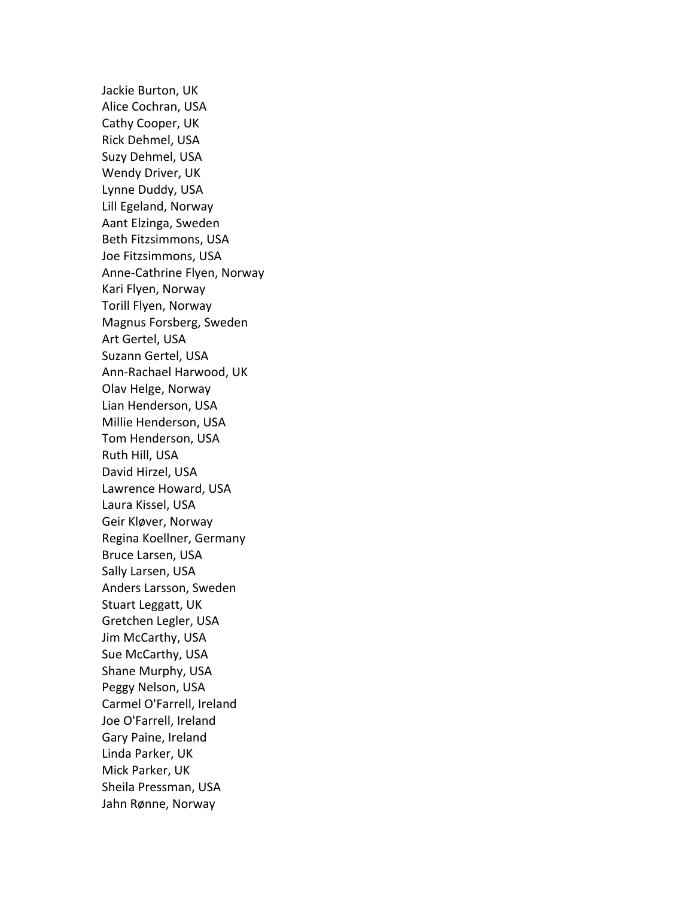Jackie Burton, UK
Alice Cochran, USA
Cathy Cooper, UK
Rick Dehmel, USA
Suzy Dehmel, USA
Wendy Driver, UK
Lynne Duddy, USA
Lill Egeland, Norway
Aant Elzinga, Sweden
Beth Fitzsimmons, USA
Joe Fitzsimmons, USA
Anne-Cathrine Flyen, Norway
Kari Flyen, Norway
Torill Flyen, Norway
Magnus Forsberg, Sweden
Art Gertel, USA
Suzann Gertel, USA
Ann-Rachael Harwood, UK
Olav Helge, Norway
Lian Henderson, USA
Millie Henderson, USA
Tom Henderson, USA
Ruth Hill, USA
David Hirzel, USA
Lawrence Howard, USA
Laura Kissel, USA
Geir Kløver, Norway
Regina Koellner, Germany
Bruce Larsen, USA
Sally Larsen, USA
Anders Larsson, Sweden
Stuart Leggatt, UK
Gretchen Legler, USA
Jim McCarthy, USA
Sue McCarthy, USA
Shane Murphy, USA
Peggy Nelson, USA
Carmel O'Farrell, Ireland
Joe O'Farrell, Ireland
Gary Paine, Ireland
Linda Parker, UK
Mick Parker, UK
Sheila Pressman, USA
Jahn Rønne, Norway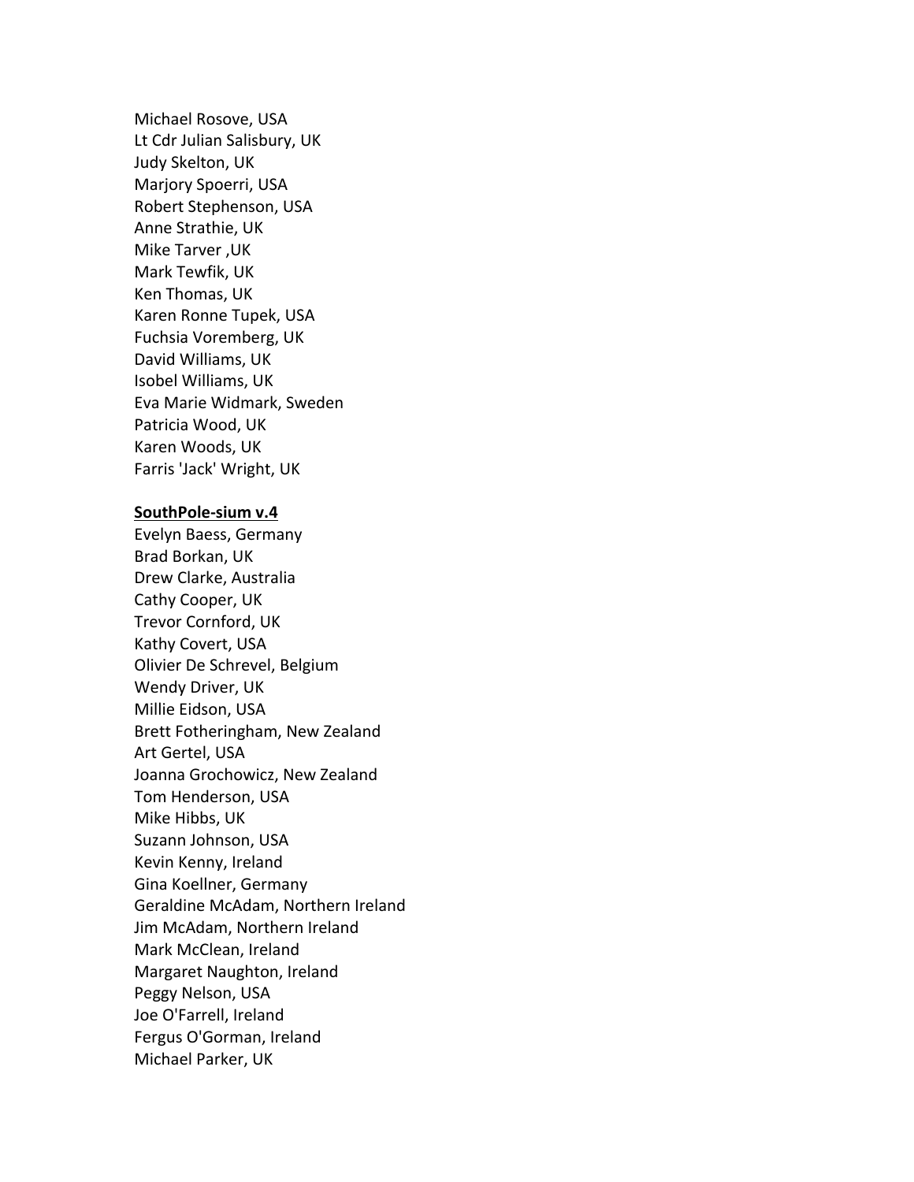Michael Rosove, USA
Lt Cdr Julian Salisbury, UK
Judy Skelton, UK
Marjory Spoerri, USA
Robert Stephenson, USA
Anne Strathie, UK
Mike Tarver ,UK
Mark Tewfik, UK
Ken Thomas, UK
Karen Ronne Tupek, USA
Fuchsia Voremberg, UK
David Williams, UK
Isobel Williams, UK
Eva Marie Widmark, Sweden
Patricia Wood, UK
Karen Woods, UK
Farris 'Jack' Wright, UK

**SouthPole-sium v.4**

Evelyn Baess, Germany
Brad Borkan, UK
Drew Clarke, Australia
Cathy Cooper, UK
Trevor Cornford, UK
Kathy Covert, USA
Olivier De Schrevel, Belgium
Wendy Driver, UK
Millie Eidson, USA
Brett Fotheringham, New Zealand
Art Gertel, USA
Joanna Grochowicz, New Zealand
Tom Henderson, USA
Mike Hibbs, UK
Suzann Johnson, USA
Kevin Kenny, Ireland
Gina Koellner, Germany
Geraldine McAdam, Northern Ireland
Jim McAdam, Northern Ireland
Mark McClean, Ireland
Margaret Naughton, Ireland
Peggy Nelson, USA
Joe O'Farrell, Ireland
Fergus O'Gorman, Ireland
Michael Parker, UK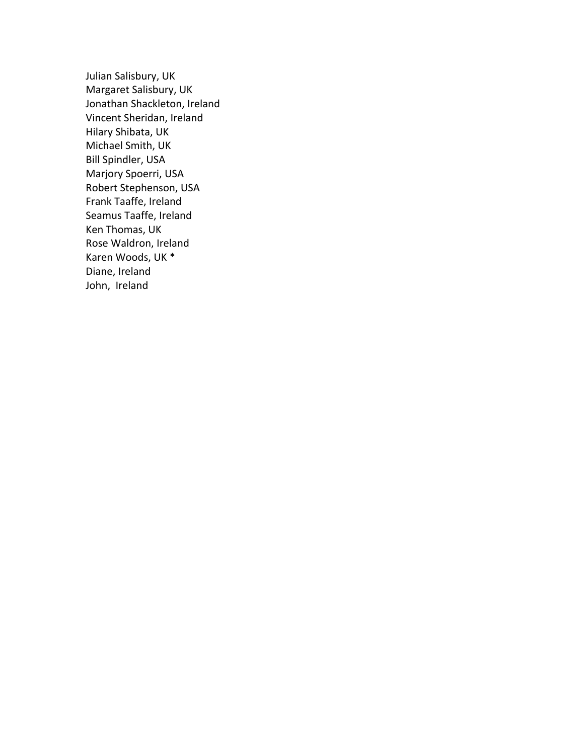Julian Salisbury, UK
Margaret Salisbury, UK
Jonathan Shackleton, Ireland
Vincent Sheridan, Ireland
Hilary Shibata, UK
Michael Smith, UK
Bill Spindler, USA
Marjory Spoerri, USA
Robert Stephenson, USA
Frank Taaffe, Ireland
Seamus Taaffe, Ireland
Ken Thomas, UK
Rose Waldron, Ireland
Karen Woods, UK *
Diane, Ireland
John, Ireland